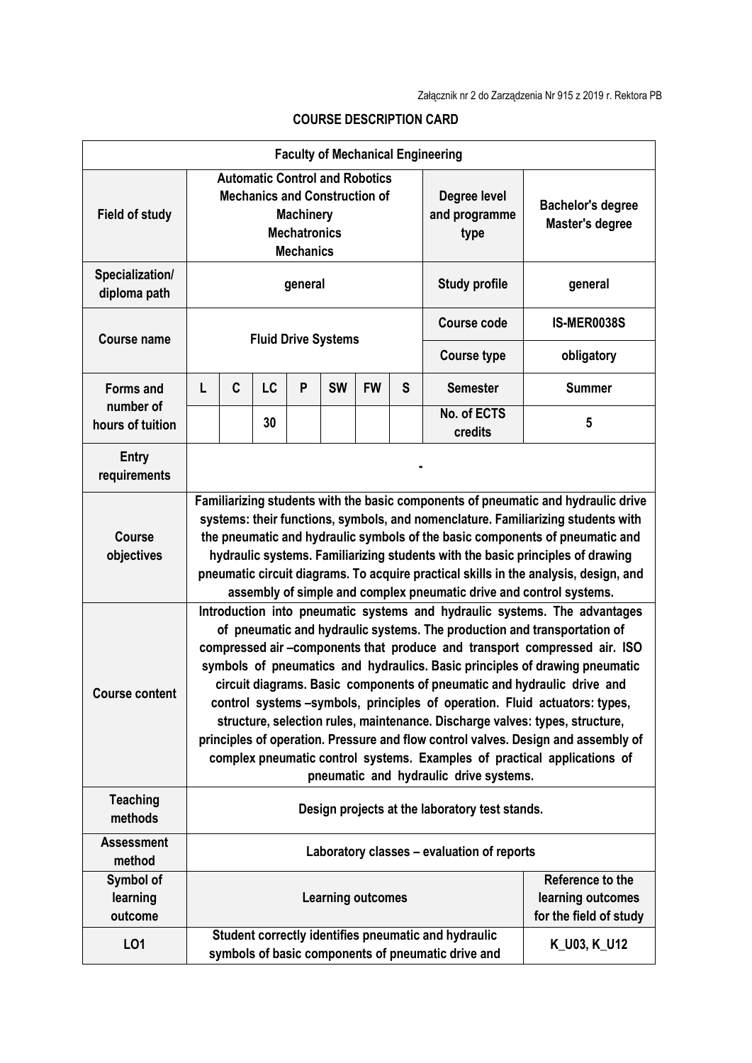Załącznik nr 2 do Zarządzenia Nr 915 z 2019 r. Rektora PB

## COURSE DESCRIPTION CARD

| Faculty of Mechanical Engineering | | | | | | | | | |
|---|---|---|---|---|---|---|---|---|---|
| **Field of study** | Automatic Control and Robotics<br>Mechanics and Construction of Machinery<br>Mechatronics<br>Mechanics | | | | | | | **Degree level and programme type** | Bachelor's degree<br>Master's degree |
| **Specialization/ diploma path** | general | | | | | | | **Study profile** | general |
| **Course name** | Fluid Drive Systems | | | | | | | **Course code** | IS-MER0038S |
| | | | | | | | | **Course type** | obligatory |
| **Forms and number of hours of tuition** | L | C | LC | P | SW | FW | S | **Semester** | Summer |
| | | | 30 | | | | | **No. of ECTS credits** | 5 |
| **Entry requirements** | - | | | | | | | | |
| **Course objectives** | Familiarizing students with the basic components of pneumatic and hydraulic drive systems: their functions, symbols, and nomenclature. Familiarizing students with the pneumatic and hydraulic symbols of the basic components of pneumatic and hydraulic systems. Familiarizing students with the basic principles of drawing pneumatic circuit diagrams. To acquire practical skills in the analysis, design, and assembly of simple and complex pneumatic drive and control systems. | | | | | | | | |
| **Course content** | Introduction into pneumatic systems and hydraulic systems. The advantages of pneumatic and hydraulic systems. The production and transportation of compressed air –components that produce and transport compressed air. ISO symbols of pneumatics and hydraulics. Basic principles of drawing pneumatic circuit diagrams. Basic components of pneumatic and hydraulic drive and control systems –symbols, principles of operation. Fluid actuators: types, structure, selection rules, maintenance. Discharge valves: types, structure, principles of operation. Pressure and flow control valves. Design and assembly of complex pneumatic control systems. Examples of practical applications of pneumatic and hydraulic drive systems. | | | | | | | | |
| **Teaching methods** | Design projects at the laboratory test stands. | | | | | | | | |
| **Assessment method** | Laboratory classes – evaluation of reports | | | | | | | | |
| **Symbol of learning outcome** | **Learning outcomes** | | | | | | | | **Reference to the learning outcomes for the field of study** |
| LO1 | Student correctly identifies pneumatic and hydraulic symbols of basic components of pneumatic drive and | | | | | | | | K_U03, K_U12 |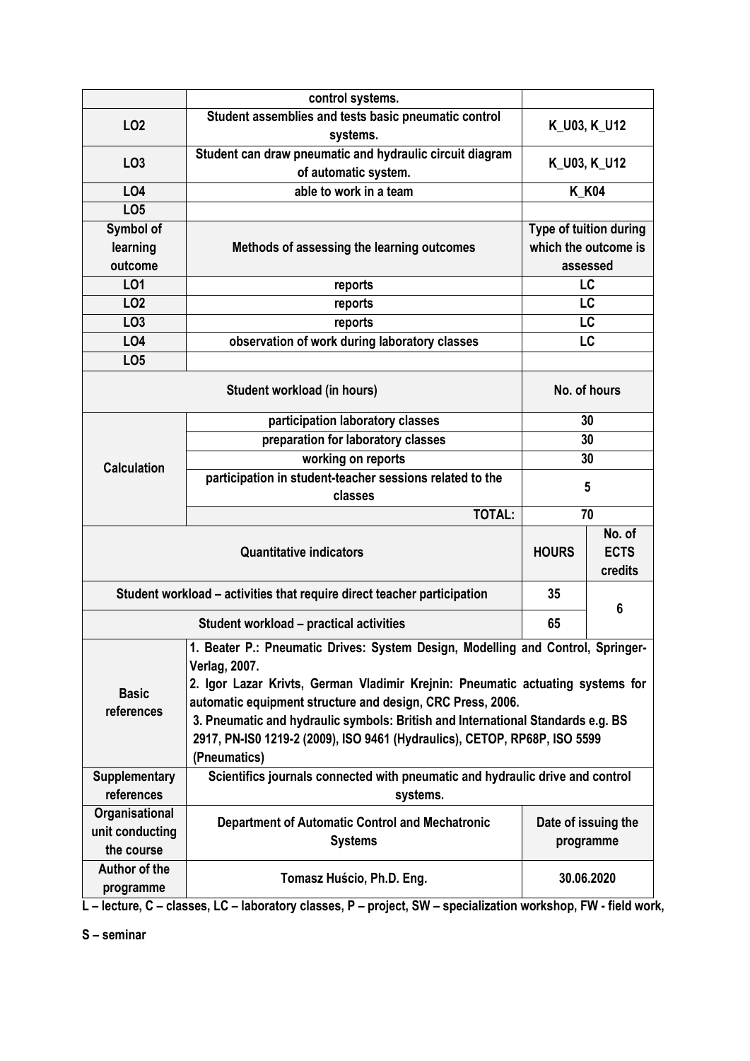| | | | |
|---|---|---|---|
| | control systems. | | |
| LO2 | Student assemblies and tests basic pneumatic control systems. | K_U03, K_U12 | |
| LO3 | Student can draw pneumatic and hydraulic circuit diagram of automatic system. | K_U03, K_U12 | |
| LO4 | able to work in a team | K_K04 | |
| LO5 | | | |
| **Symbol of learning outcome** | **Methods of assessing the learning outcomes** | **Type of tuition during which the outcome is assessed** | |
| LO1 | reports | LC | |
| LO2 | reports | LC | |
| LO3 | reports | LC | |
| LO4 | observation of work during laboratory classes | LC | |
| LO5 | | | |
| **Student workload (in hours)** | | **No. of hours** | |
| Calculation | participation laboratory classes | 30 | |
| | preparation for laboratory classes | 30 | |
| | working on reports | 30 | |
| | participation in student-teacher sessions related to the classes | 5 | |
| | TOTAL: | 70 | |
| **Quantitative indicators** | | **HOURS** | **No. of ECTS credits** |
| Student workload – activities that require direct teacher participation | | 35 | 6 |
| Student workload – practical activities | | 65 | |
| Basic references | 1. Beater P.: Pneumatic Drives: System Design, Modelling and Control, Springer-Verlag, 2007.<br>2. Igor Lazar Krivts, German Vladimir Krejnin: Pneumatic actuating systems for automatic equipment structure and design, CRC Press, 2006.<br>3. Pneumatic and hydraulic symbols: British and International Standards e.g. BS 2917, PN-IS0 1219-2 (2009), ISO 9461 (Hydraulics), CETOP, RP68P, ISO 5599 (Pneumatics) | | |
| Supplementary references | Scientifics journals connected with pneumatic and hydraulic drive and control systems. | | |
| Organisational unit conducting the course | Department of Automatic Control and Mechatronic Systems | Date of issuing the programme | |
| Author of the programme | Tomasz Huścio, Ph.D. Eng. | 30.06.2020 | |

L – lecture, C – classes, LC – laboratory classes, P – project, SW – specialization workshop, FW - field work, S – seminar